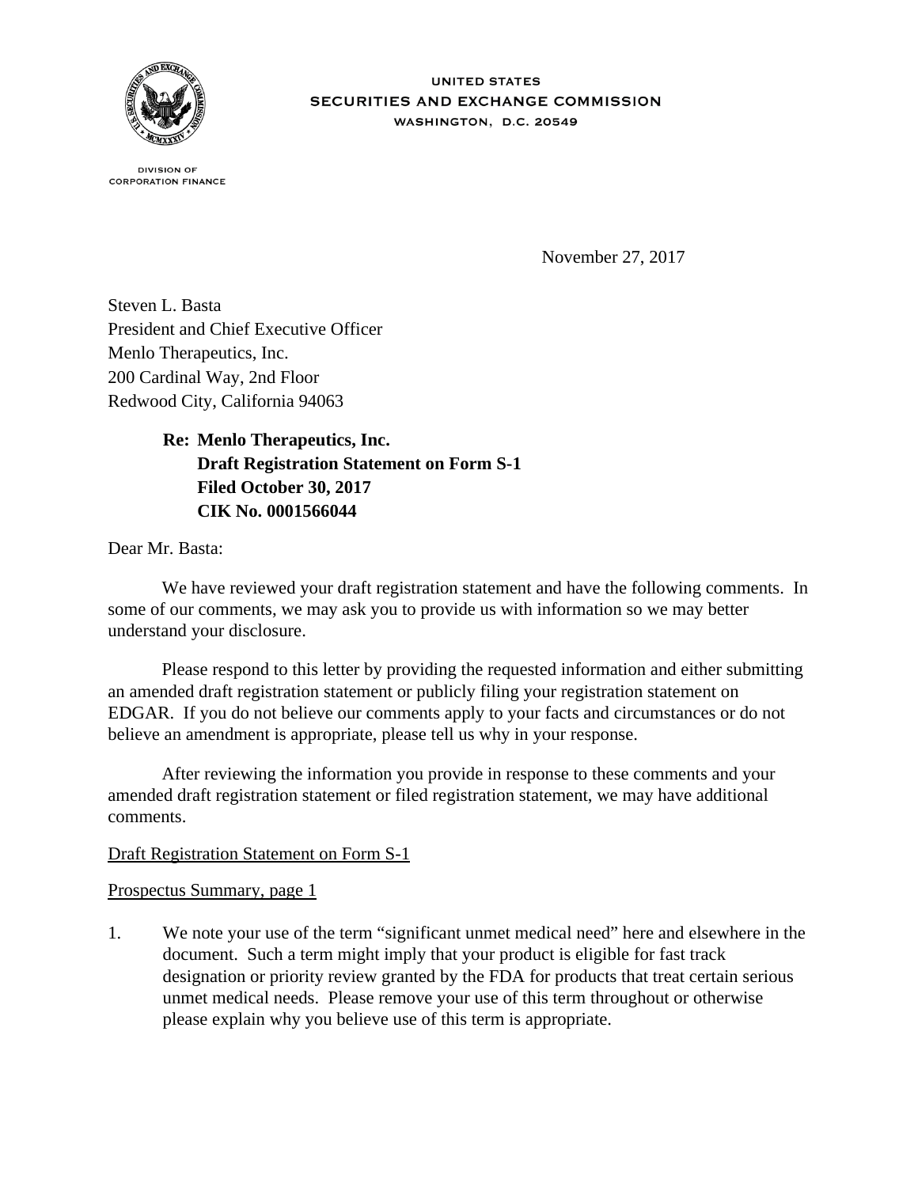UNITED STATES
SECURITIES AND EXCHANGE COMMISSION
WASHINGTON, D.C. 20549

DIVISION OF
CORPORATION FINANCE

November 27, 2017

Steven L. Basta
President and Chief Executive Officer
Menlo Therapeutics, Inc.
200 Cardinal Way, 2nd Floor
Redwood City, California 94063

**Re: Menlo Therapeutics, Inc.**
**Draft Registration Statement on Form S-1**
**Filed October 30, 2017**
**CIK No. 0001566044**

Dear Mr. Basta:

We have reviewed your draft registration statement and have the following comments. In some of our comments, we may ask you to provide us with information so we may better understand your disclosure.

Please respond to this letter by providing the requested information and either submitting an amended draft registration statement or publicly filing your registration statement on EDGAR. If you do not believe our comments apply to your facts and circumstances or do not believe an amendment is appropriate, please tell us why in your response.

After reviewing the information you provide in response to these comments and your amended draft registration statement or filed registration statement, we may have additional comments.

<u>Draft Registration Statement on Form S-1</u>

<u>Prospectus Summary, page 1</u>

1. We note your use of the term "significant unmet medical need" here and elsewhere in the document. Such a term might imply that your product is eligible for fast track designation or priority review granted by the FDA for products that treat certain serious unmet medical needs. Please remove your use of this term throughout or otherwise please explain why you believe use of this term is appropriate.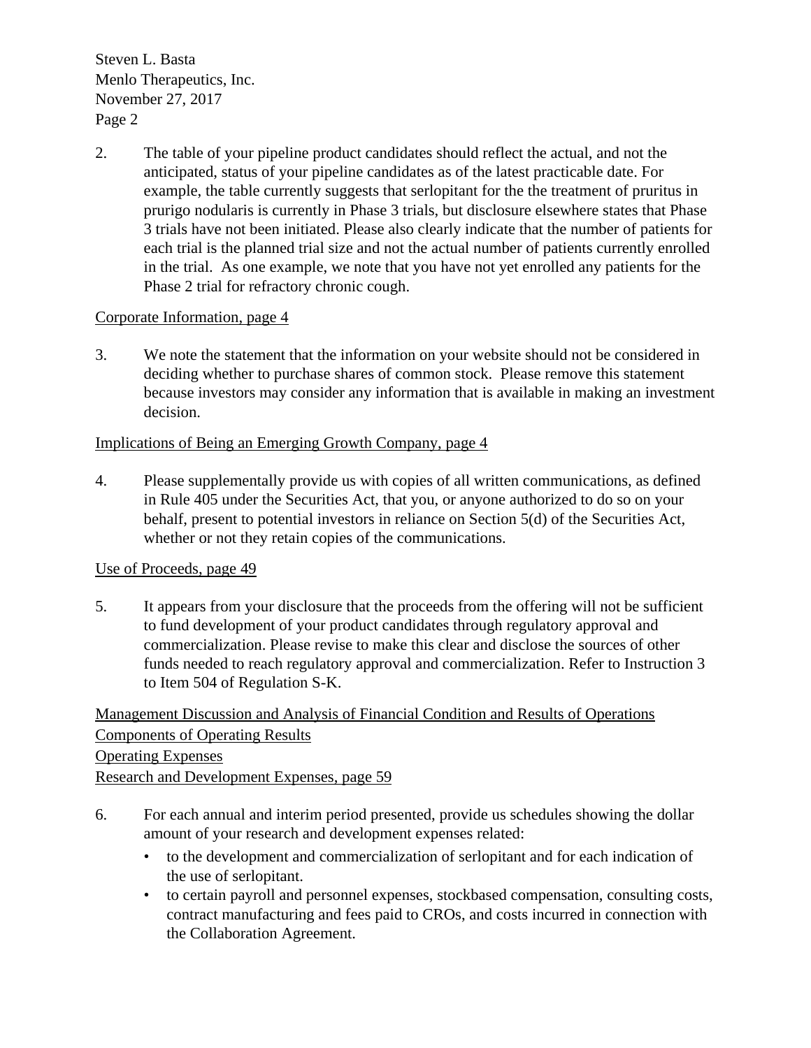2. The table of your pipeline product candidates should reflect the actual, and not the anticipated, status of your pipeline candidates as of the latest practicable date. For example, the table currently suggests that serlopitant for the the treatment of pruritus in prurigo nodularis is currently in Phase 3 trials, but disclosure elsewhere states that Phase 3 trials have not been initiated. Please also clearly indicate that the number of patients for each trial is the planned trial size and not the actual number of patients currently enrolled in the trial. As one example, we note that you have not yet enrolled any patients for the Phase 2 trial for refractory chronic cough.

Corporate Information, page 4

3. We note the statement that the information on your website should not be considered in deciding whether to purchase shares of common stock. Please remove this statement because investors may consider any information that is available in making an investment decision.

Implications of Being an Emerging Growth Company, page 4

4. Please supplementally provide us with copies of all written communications, as defined in Rule 405 under the Securities Act, that you, or anyone authorized to do so on your behalf, present to potential investors in reliance on Section 5(d) of the Securities Act, whether or not they retain copies of the communications.

Use of Proceeds, page 49

5. It appears from your disclosure that the proceeds from the offering will not be sufficient to fund development of your product candidates through regulatory approval and commercialization. Please revise to make this clear and disclose the sources of other funds needed to reach regulatory approval and commercialization. Refer to Instruction 3 to Item 504 of Regulation S-K.

Management Discussion and Analysis of Financial Condition and Results of Operations
Components of Operating Results
Operating Expenses
Research and Development Expenses, page 59

6. For each annual and interim period presented, provide us schedules showing the dollar amount of your research and development expenses related:
   - to the development and commercialization of serlopitant and for each indication of the use of serlopitant.
   - to certain payroll and personnel expenses, stockbased compensation, consulting costs, contract manufacturing and fees paid to CROs, and costs incurred in connection with the Collaboration Agreement.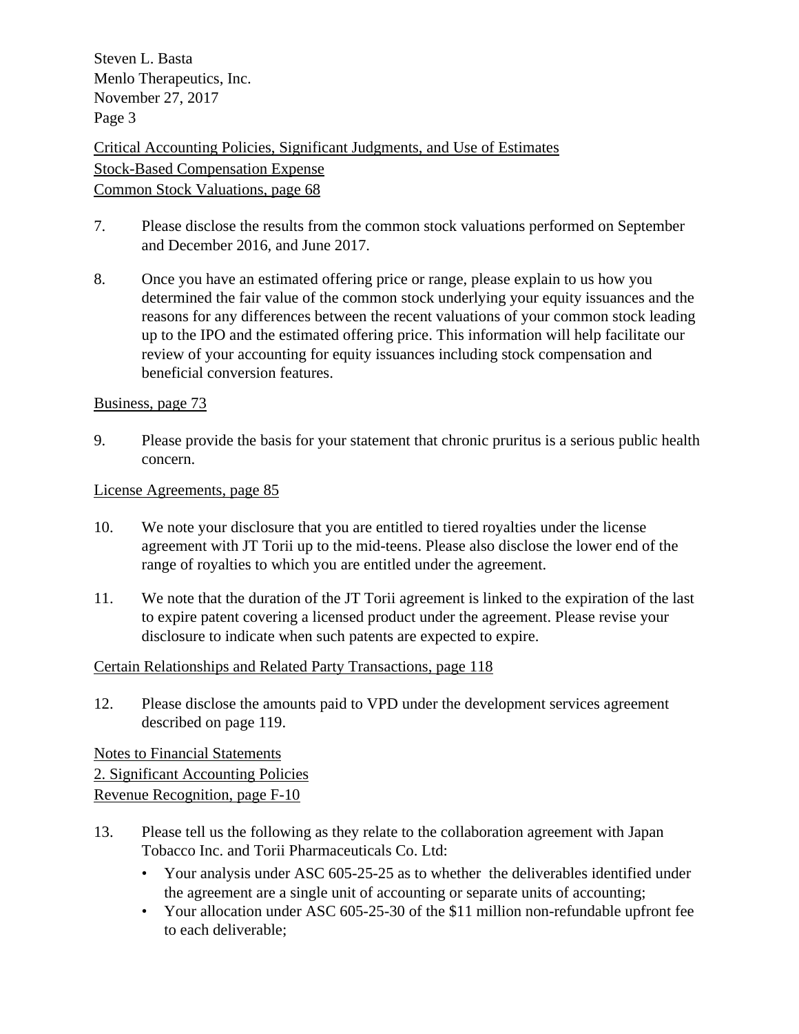Critical Accounting Policies, Significant Judgments, and Use of Estimates
Stock-Based Compensation Expense
Common Stock Valuations, page 68

7. Please disclose the results from the common stock valuations performed on September and December 2016, and June 2017.

8. Once you have an estimated offering price or range, please explain to us how you determined the fair value of the common stock underlying your equity issuances and the reasons for any differences between the recent valuations of your common stock leading up to the IPO and the estimated offering price. This information will help facilitate our review of your accounting for equity issuances including stock compensation and beneficial conversion features.

Business, page 73

9. Please provide the basis for your statement that chronic pruritus is a serious public health concern.

License Agreements, page 85

10. We note your disclosure that you are entitled to tiered royalties under the license agreement with JT Torii up to the mid-teens. Please also disclose the lower end of the range of royalties to which you are entitled under the agreement.

11. We note that the duration of the JT Torii agreement is linked to the expiration of the last to expire patent covering a licensed product under the agreement. Please revise your disclosure to indicate when such patents are expected to expire.

Certain Relationships and Related Party Transactions, page 118

12. Please disclose the amounts paid to VPD under the development services agreement described on page 119.

Notes to Financial Statements
2. Significant Accounting Policies
Revenue Recognition, page F-10

13. Please tell us the following as they relate to the collaboration agreement with Japan Tobacco Inc. and Torii Pharmaceuticals Co. Ltd:
    - Your analysis under ASC 605-25-25 as to whether the deliverables identified under the agreement are a single unit of accounting or separate units of accounting;
    - Your allocation under ASC 605-25-30 of the $11 million non-refundable upfront fee to each deliverable;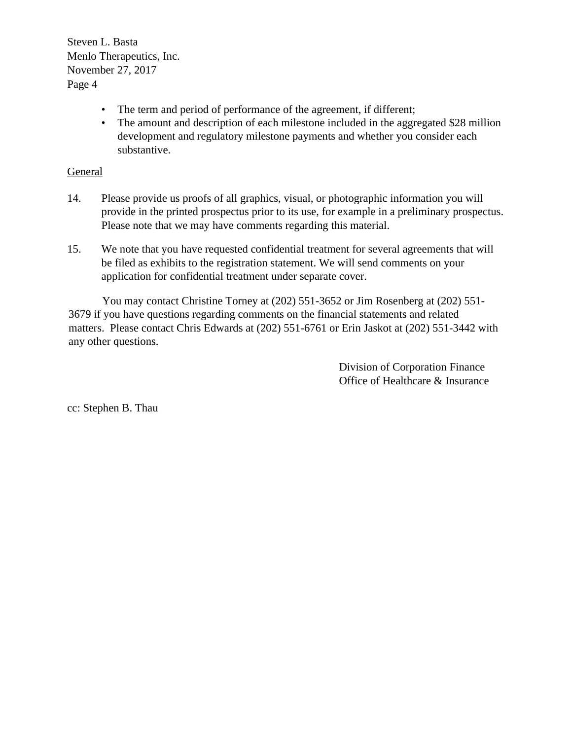- The term and period of performance of the agreement, if different;
- The amount and description of each milestone included in the aggregated $28 million development and regulatory milestone payments and whether you consider each substantive.

General

14. Please provide us proofs of all graphics, visual, or photographic information you will provide in the printed prospectus prior to its use, for example in a preliminary prospectus. Please note that we may have comments regarding this material.

15. We note that you have requested confidential treatment for several agreements that will be filed as exhibits to the registration statement. We will send comments on your application for confidential treatment under separate cover.

You may contact Christine Torney at (202) 551-3652 or Jim Rosenberg at (202) 551-3679 if you have questions regarding comments on the financial statements and related matters. Please contact Chris Edwards at (202) 551-6761 or Erin Jaskot at (202) 551-3442 with any other questions.

Division of Corporation Finance
Office of Healthcare & Insurance

cc: Stephen B. Thau